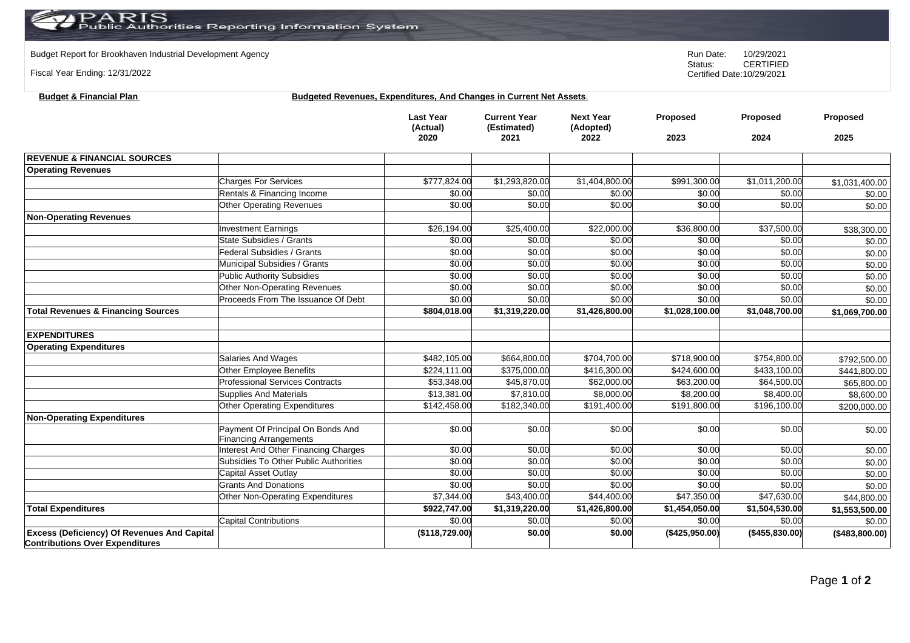PARIS Public Authorities Reporting Information System

Budget Report for Brookhaven Industrial Development Agency

Fiscal Year Ending: 12/31/2022

Run Date: 10/29/2021
Status: CERTIFIED
Certified Date:10/29/2021

**Budget & Financial Plan** **Budgeted Revenues, Expenditures, And Changes in Current Net Assets**.

| | | Last Year (Actual) 2020 | Current Year (Estimated) 2021 | Next Year (Adopted) 2022 | Proposed 2023 | Proposed 2024 | Proposed 2025 |
|---|---|---|---|---|---|---|---|
| **REVENUE & FINANCIAL SOURCES** | | | | | | | |
| **Operating Revenues** | | | | | | | |
| | Charges For Services | $777,824.00 | $1,293,820.00 | $1,404,800.00 | $991,300.00 | $1,011,200.00 | $1,031,400.00 |
| | Rentals & Financing Income | $0.00 | $0.00 | $0.00 | $0.00 | $0.00 | $0.00 |
| | Other Operating Revenues | $0.00 | $0.00 | $0.00 | $0.00 | $0.00 | $0.00 |
| **Non-Operating Revenues** | | | | | | | |
| | Investment Earnings | $26,194.00 | $25,400.00 | $22,000.00 | $36,800.00 | $37,500.00 | $38,300.00 |
| | State Subsidies / Grants | $0.00 | $0.00 | $0.00 | $0.00 | $0.00 | $0.00 |
| | Federal Subsidies / Grants | $0.00 | $0.00 | $0.00 | $0.00 | $0.00 | $0.00 |
| | Municipal Subsidies / Grants | $0.00 | $0.00 | $0.00 | $0.00 | $0.00 | $0.00 |
| | Public Authority Subsidies | $0.00 | $0.00 | $0.00 | $0.00 | $0.00 | $0.00 |
| | Other Non-Operating Revenues | $0.00 | $0.00 | $0.00 | $0.00 | $0.00 | $0.00 |
| | Proceeds From The Issuance Of Debt | $0.00 | $0.00 | $0.00 | $0.00 | $0.00 | $0.00 |
| **Total Revenues & Financing Sources** | | **$804,018.00** | **$1,319,220.00** | **$1,426,800.00** | **$1,028,100.00** | **$1,048,700.00** | **$1,069,700.00** |
| | | | | | | | |
| **EXPENDITURES** | | | | | | | |
| **Operating Expenditures** | | | | | | | |
| | Salaries And Wages | $482,105.00 | $664,800.00 | $704,700.00 | $718,900.00 | $754,800.00 | $792,500.00 |
| | Other Employee Benefits | $224,111.00 | $375,000.00 | $416,300.00 | $424,600.00 | $433,100.00 | $441,800.00 |
| | Professional Services Contracts | $53,348.00 | $45,870.00 | $62,000.00 | $63,200.00 | $64,500.00 | $65,800.00 |
| | Supplies And Materials | $13,381.00 | $7,810.00 | $8,000.00 | $8,200.00 | $8,400.00 | $8,600.00 |
| | Other Operating Expenditures | $142,458.00 | $182,340.00 | $191,400.00 | $191,800.00 | $196,100.00 | $200,000.00 |
| **Non-Operating Expenditures** | | | | | | | |
| | Payment Of Principal On Bonds And Financing Arrangements | $0.00 | $0.00 | $0.00 | $0.00 | $0.00 | $0.00 |
| | Interest And Other Financing Charges | $0.00 | $0.00 | $0.00 | $0.00 | $0.00 | $0.00 |
| | Subsidies To Other Public Authorities | $0.00 | $0.00 | $0.00 | $0.00 | $0.00 | $0.00 |
| | Capital Asset Outlay | $0.00 | $0.00 | $0.00 | $0.00 | $0.00 | $0.00 |
| | Grants And Donations | $0.00 | $0.00 | $0.00 | $0.00 | $0.00 | $0.00 |
| | Other Non-Operating Expenditures | $7,344.00 | $43,400.00 | $44,400.00 | $47,350.00 | $47,630.00 | $44,800.00 |
| **Total Expenditures** | | **$922,747.00** | **$1,319,220.00** | **$1,426,800.00** | **$1,454,050.00** | **$1,504,530.00** | **$1,553,500.00** |
| | Capital Contributions | $0.00 | $0.00 | $0.00 | $0.00 | $0.00 | $0.00 |
| **Excess (Deficiency) Of Revenues And Capital Contributions Over Expenditures** | | **($118,729.00)** | **$0.00** | **$0.00** | **($425,950.00)** | **($455,830.00)** | **($483,800.00)** |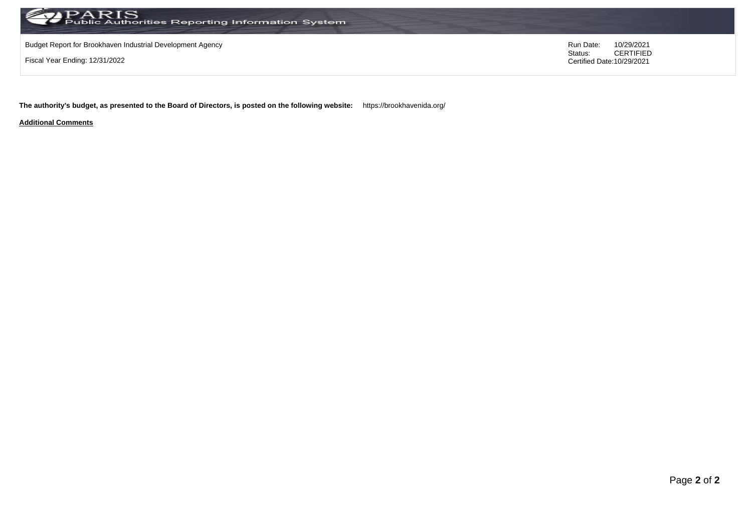Budget Report for Brookhaven Industrial Development Agency

Fiscal Year Ending: 12/31/2022

Run Date: 10/29/2021
Status: CERTIFIED
Certified Date: 10/29/2021

**The authority's budget, as presented to the Board of Directors, is posted on the following website:** https://brookhavenida.org/

**Additional Comments**